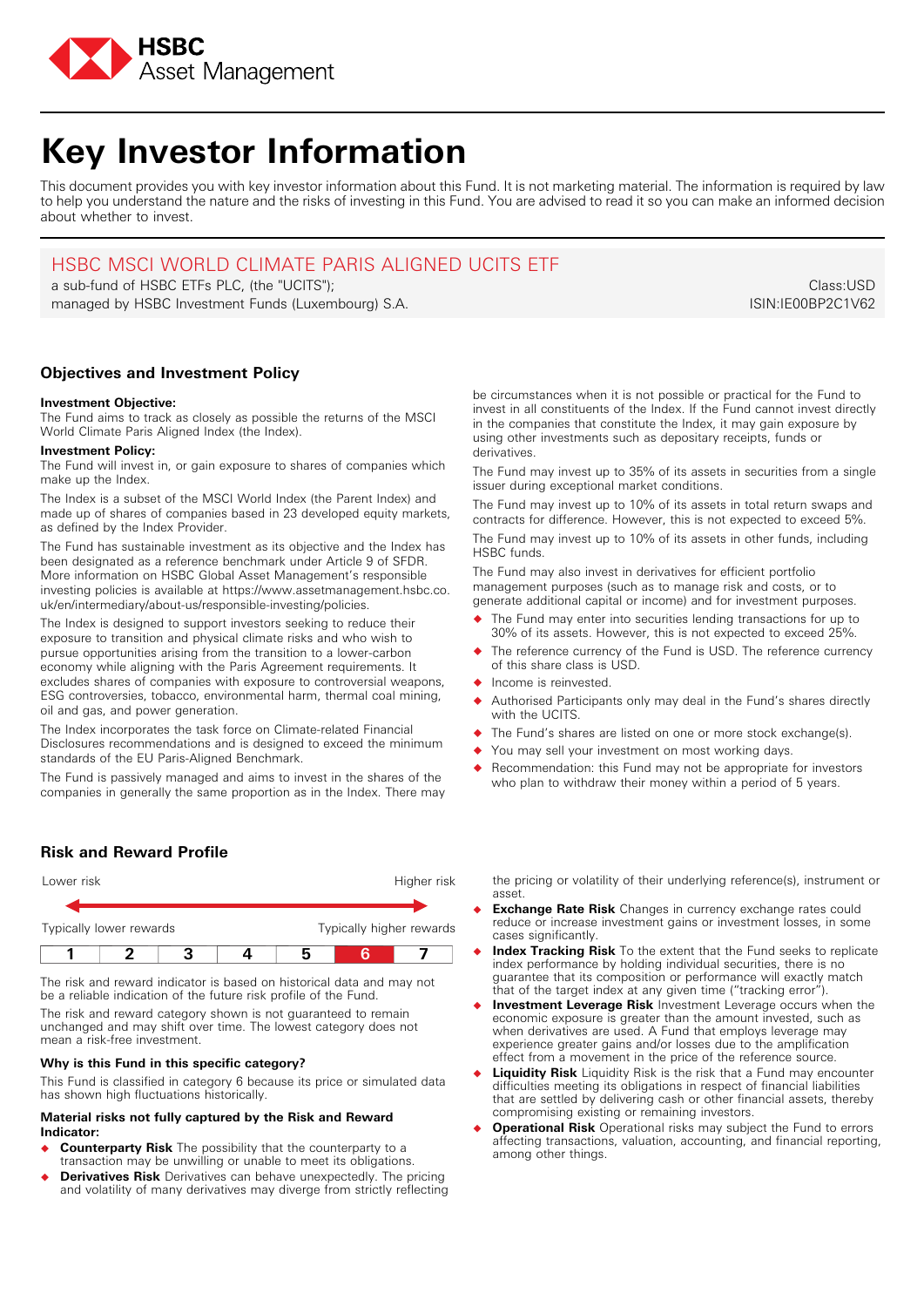HSBC Asset Management

# Key Investor Information

This document provides you with key investor information about this Fund. It is not marketing material. The information is required by law to help you understand the nature and the risks of investing in this Fund. You are advised to read it so you can make an informed decision about whether to invest.

## HSBC MSCI WORLD CLIMATE PARIS ALIGNED UCITS ETF

a sub-fund of HSBC ETFs PLC, (the "UCITS");
managed by HSBC Investment Funds (Luxembourg) S.A.

Class:USD
ISIN:IE00BP2C1V62

### Objectives and Investment Policy

**Investment Objective:**
The Fund aims to track as closely as possible the returns of the MSCI World Climate Paris Aligned Index (the Index).

**Investment Policy:**
The Fund will invest in, or gain exposure to shares of companies which make up the Index.

The Index is a subset of the MSCI World Index (the Parent Index) and made up of shares of companies based in 23 developed equity markets, as defined by the Index Provider.

The Fund has sustainable investment as its objective and the Index has been designated as a reference benchmark under Article 9 of SFDR. More information on HSBC Global Asset Management's responsible investing policies is available at https://www.assetmanagement.hsbc.co.uk/en/intermediary/about-us/responsible-investing/policies.

The Index is designed to support investors seeking to reduce their exposure to transition and physical climate risks and who wish to pursue opportunities arising from the transition to a lower-carbon economy while aligning with the Paris Agreement requirements. It excludes shares of companies with exposure to controversial weapons, ESG controversies, tobacco, environmental harm, thermal coal mining, oil and gas, and power generation.

The Index incorporates the task force on Climate-related Financial Disclosures recommendations and is designed to exceed the minimum standards of the EU Paris-Aligned Benchmark.

The Fund is passively managed and aims to invest in the shares of the companies in generally the same proportion as in the Index. There may be circumstances when it is not possible or practical for the Fund to invest in all constituents of the Index. If the Fund cannot invest directly in the companies that constitute the Index, it may gain exposure by using other investments such as depositary receipts, funds or derivatives.

The Fund may invest up to 35% of its assets in securities from a single issuer during exceptional market conditions.

The Fund may invest up to 10% of its assets in total return swaps and contracts for difference. However, this is not expected to exceed 5%.

The Fund may invest up to 10% of its assets in other funds, including HSBC funds.

The Fund may also invest in derivatives for efficient portfolio management purposes (such as to manage risk and costs, or to generate additional capital or income) and for investment purposes.

- The Fund may enter into securities lending transactions for up to 30% of its assets. However, this is not expected to exceed 25%.
- The reference currency of the Fund is USD. The reference currency of this share class is USD.
- Income is reinvested.
- Authorised Participants only may deal in the Fund's shares directly with the UCITS.
- The Fund's shares are listed on one or more stock exchange(s).
- You may sell your investment on most working days.
- Recommendation: this Fund may not be appropriate for investors who plan to withdraw their money within a period of 5 years.

### Risk and Reward Profile

Lower risk — Higher risk

Typically lower rewards — Typically higher rewards

| 1 | 2 | 3 | 4 | 5 | 6 | 7 |
|---|---|---|---|---|---|---|

The risk and reward indicator is based on historical data and may not be a reliable indication of the future risk profile of the Fund.

The risk and reward category shown is not guaranteed to remain unchanged and may shift over time. The lowest category does not mean a risk-free investment.

**Why is this Fund in this specific category?**

This Fund is classified in category 6 because its price or simulated data has shown high fluctuations historically.

**Material risks not fully captured by the Risk and Reward Indicator:**

- **Counterparty Risk** The possibility that the counterparty to a transaction may be unwilling or unable to meet its obligations.
- **Derivatives Risk** Derivatives can behave unexpectedly. The pricing and volatility of many derivatives may diverge from strictly reflecting the pricing or volatility of their underlying reference(s), instrument or asset.
- **Exchange Rate Risk** Changes in currency exchange rates could reduce or increase investment gains or investment losses, in some cases significantly.
- **Index Tracking Risk** To the extent that the Fund seeks to replicate index performance by holding individual securities, there is no guarantee that its composition or performance will exactly match that of the target index at any given time ("tracking error").
- **Investment Leverage Risk** Investment Leverage occurs when the economic exposure is greater than the amount invested, such as when derivatives are used. A Fund that employs leverage may experience greater gains and/or losses due to the amplification effect from a movement in the price of the reference source.
- **Liquidity Risk** Liquidity Risk is the risk that a Fund may encounter difficulties meeting its obligations in respect of financial liabilities that are settled by delivering cash or other financial assets, thereby compromising existing or remaining investors.
- **Operational Risk** Operational risks may subject the Fund to errors affecting transactions, valuation, accounting, and financial reporting, among other things.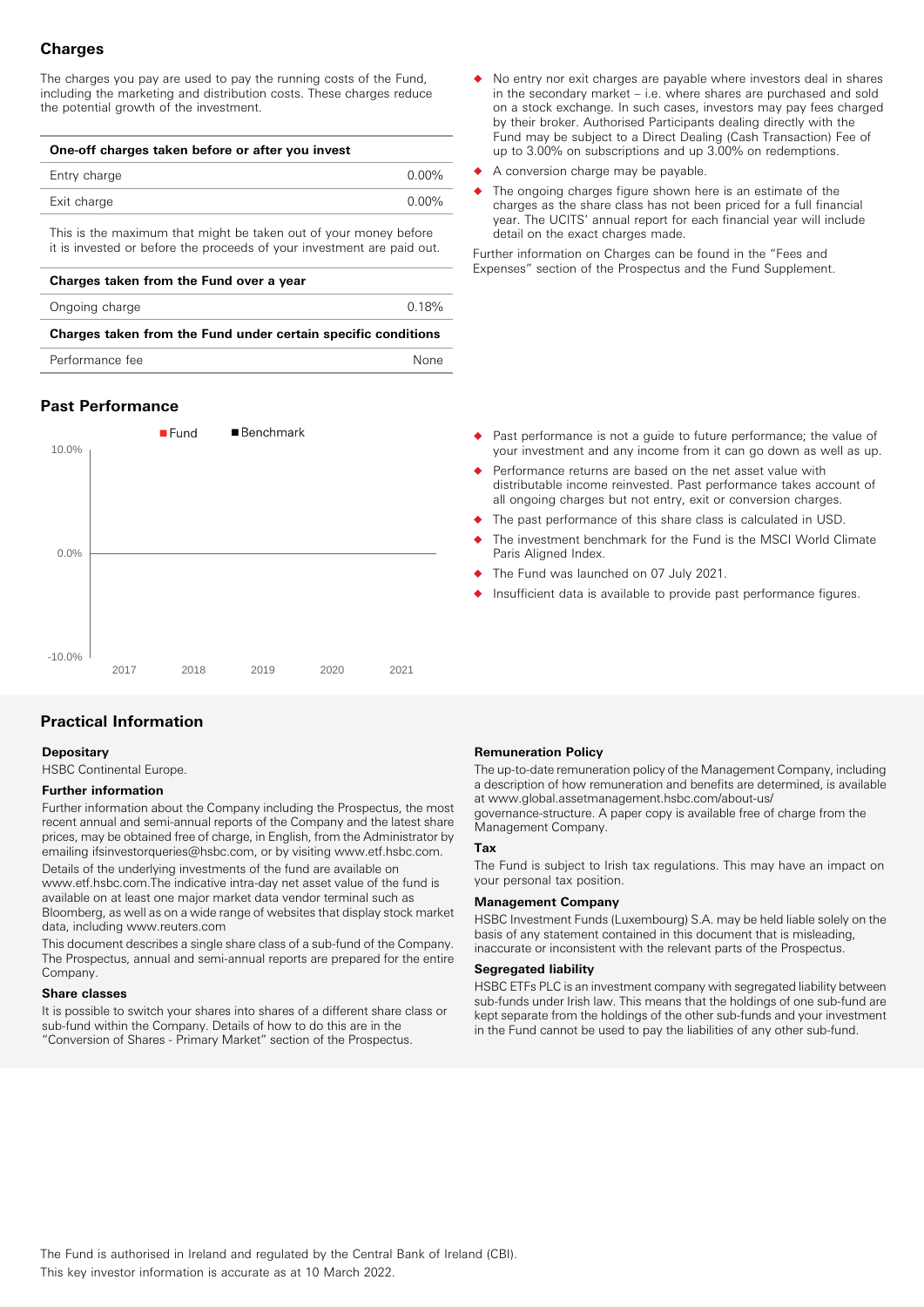## Charges

The charges you pay are used to pay the running costs of the Fund, including the marketing and distribution costs. These charges reduce the potential growth of the investment.

| One-off charges taken before or after you invest | |
|---|---|
| Entry charge | 0.00% |
| Exit charge | 0.00% |
| This is the maximum that might be taken out of your money before it is invested or before the proceeds of your investment are paid out. | |
| **Charges taken from the Fund over a year** | |
| Ongoing charge | 0.18% |
| **Charges taken from the Fund under certain specific conditions** | |
| Performance fee | None |

- No entry nor exit charges are payable where investors deal in shares in the secondary market – i.e. where shares are purchased and sold on a stock exchange. In such cases, investors may pay fees charged by their broker. Authorised Participants dealing directly with the Fund may be subject to a Direct Dealing (Cash Transaction) Fee of up to 3.00% on subscriptions and up 3.00% on redemptions.
- A conversion charge may be payable.
- The ongoing charges figure shown here is an estimate of the charges as the share class has not been priced for a full financial year. The UCITS' annual report for each financial year will include detail on the exact charges made.

Further information on Charges can be found in the "Fees and Expenses" section of the Prospectus and the Fund Supplement.

## Past Performance

Fund
Benchmark
10.0%
0.0%
-10.0%
2017
2018
2019
2020
2021

- Past performance is not a guide to future performance; the value of your investment and any income from it can go down as well as up.
- Performance returns are based on the net asset value with distributable income reinvested. Past performance takes account of all ongoing charges but not entry, exit or conversion charges.
- The past performance of this share class is calculated in USD.
- The investment benchmark for the Fund is the MSCI World Climate Paris Aligned Index.
- The Fund was launched on 07 July 2021.
- Insufficient data is available to provide past performance figures.

## Practical Information

### Depositary

HSBC Continental Europe.

### Further information

Further information about the Company including the Prospectus, the most recent annual and semi-annual reports of the Company and the latest share prices, may be obtained free of charge, in English, from the Administrator by emailing ifsinvestorqueries@hsbc.com, or by visiting www.etf.hsbc.com.

Details of the underlying investments of the fund are available on www.etf.hsbc.com.The indicative intra-day net asset value of the fund is available on at least one major market data vendor terminal such as Bloomberg, as well as on a wide range of websites that display stock market data, including www.reuters.com

This document describes a single share class of a sub-fund of the Company. The Prospectus, annual and semi-annual reports are prepared for the entire Company.

### Share classes

It is possible to switch your shares into shares of a different share class or sub-fund within the Company. Details of how to do this are in the "Conversion of Shares - Primary Market" section of the Prospectus.

### Remuneration Policy

The up-to-date remuneration policy of the Management Company, including a description of how remuneration and benefits are determined, is available at www.global.assetmanagement.hsbc.com/about-us/governance-structure. A paper copy is available free of charge from the Management Company.

### Tax

The Fund is subject to Irish tax regulations. This may have an impact on your personal tax position.

### Management Company

HSBC Investment Funds (Luxembourg) S.A. may be held liable solely on the basis of any statement contained in this document that is misleading, inaccurate or inconsistent with the relevant parts of the Prospectus.

### Segregated liability

HSBC ETFs PLC is an investment company with segregated liability between sub-funds under Irish law. This means that the holdings of one sub-fund are kept separate from the holdings of the other sub-funds and your investment in the Fund cannot be used to pay the liabilities of any other sub-fund.

The Fund is authorised in Ireland and regulated by the Central Bank of Ireland (CBI).
This key investor information is accurate as at 10 March 2022.